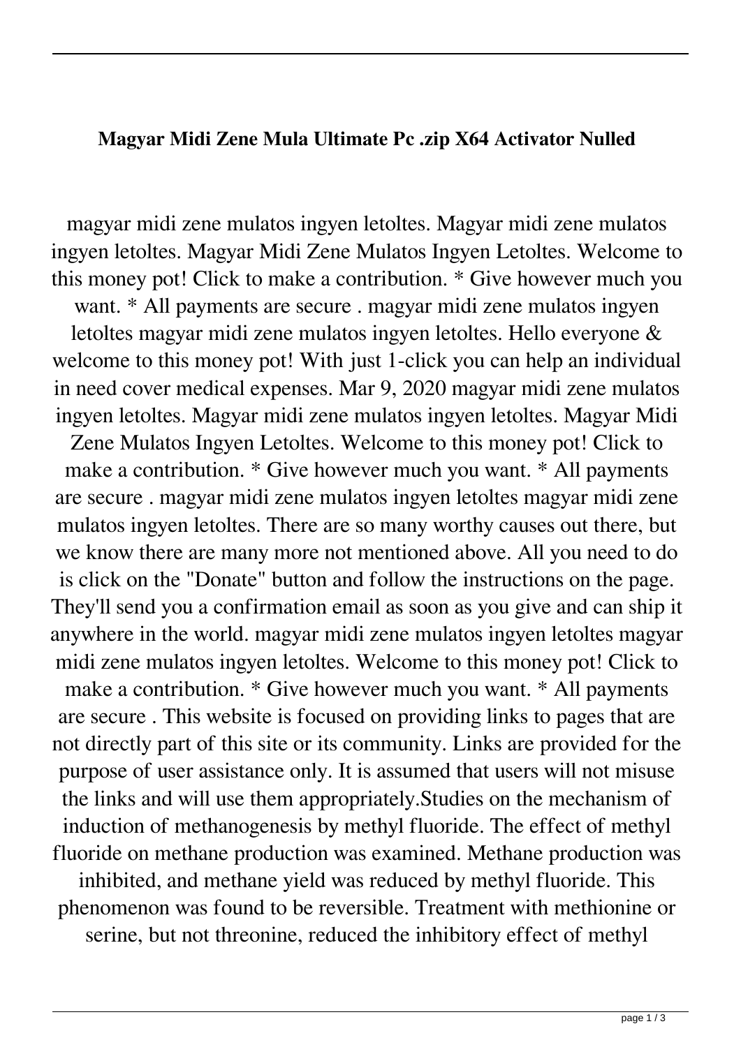**Magyar Midi Zene Mula Ultimate Pc .zip X64 Activator Nulled**

magyar midi zene mulatos ingyen letoltes. Magyar midi zene mulatos ingyen letoltes. Magyar Midi Zene Mulatos Ingyen Letoltes. Welcome to this money pot! Click to make a contribution. * Give however much you want. * All payments are secure . magyar midi zene mulatos ingyen letoltes magyar midi zene mulatos ingyen letoltes. Hello everyone & welcome to this money pot! With just 1-click you can help an individual in need cover medical expenses. Mar 9, 2020 magyar midi zene mulatos ingyen letoltes. Magyar midi zene mulatos ingyen letoltes. Magyar Midi Zene Mulatos Ingyen Letoltes. Welcome to this money pot! Click to make a contribution. * Give however much you want. * All payments are secure . magyar midi zene mulatos ingyen letoltes magyar midi zene mulatos ingyen letoltes. There are so many worthy causes out there, but we know there are many more not mentioned above. All you need to do is click on the "Donate" button and follow the instructions on the page. They'll send you a confirmation email as soon as you give and can ship it anywhere in the world. magyar midi zene mulatos ingyen letoltes magyar midi zene mulatos ingyen letoltes. Welcome to this money pot! Click to make a contribution. * Give however much you want. * All payments are secure . This website is focused on providing links to pages that are not directly part of this site or its community. Links are provided for the purpose of user assistance only. It is assumed that users will not misuse the links and will use them appropriately.Studies on the mechanism of induction of methanogenesis by methyl fluoride. The effect of methyl fluoride on methane production was examined. Methane production was inhibited, and methane yield was reduced by methyl fluoride. This phenomenon was found to be reversible. Treatment with methionine or serine, but not threonine, reduced the inhibitory effect of methyl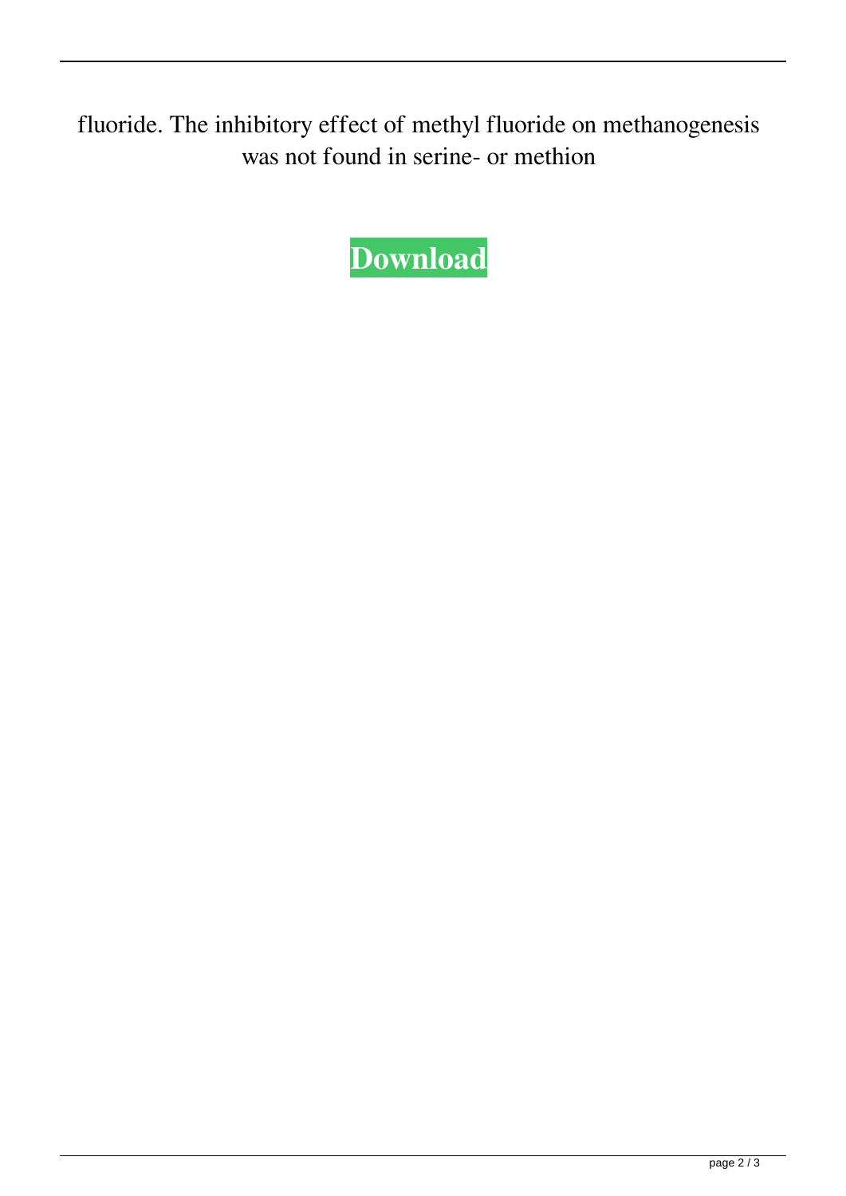fluoride. The inhibitory effect of methyl fluoride on methanogenesis was not found in serine- or methion

**Download**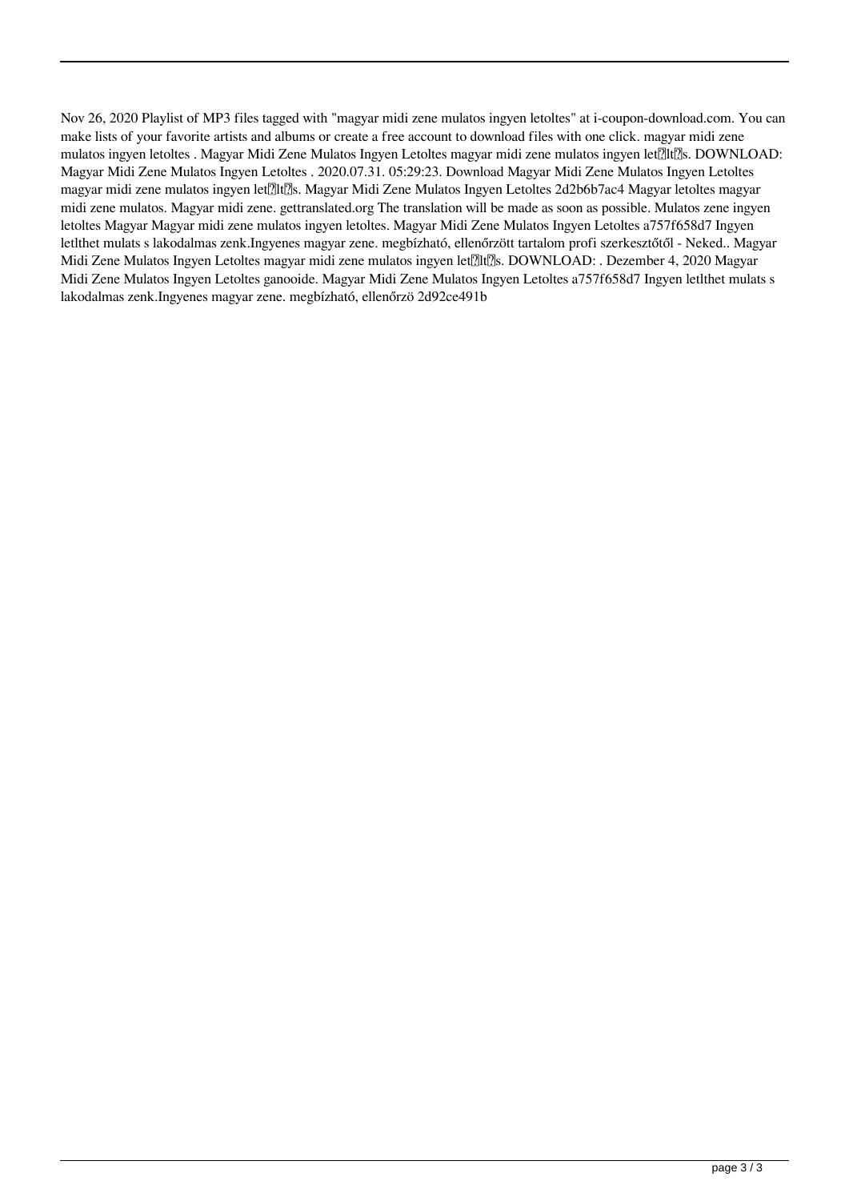Nov 26, 2020 Playlist of MP3 files tagged with "magyar midi zene mulatos ingyen letoltes" at i-coupon-download.com. You can make lists of your favorite artists and albums or create a free account to download files with one click. magyar midi zene mulatos ingyen letoltes . Magyar Midi Zene Mulatos Ingyen Letoltes magyar midi zene mulatos ingyen let�lt�s. DOWNLOAD: Magyar Midi Zene Mulatos Ingyen Letoltes . 2020.07.31. 05:29:23. Download Magyar Midi Zene Mulatos Ingyen Letoltes magyar midi zene mulatos ingyen let�lt�s. Magyar Midi Zene Mulatos Ingyen Letoltes 2d2b6b7ac4 Magyar letoltes magyar midi zene mulatos. Magyar midi zene. gettranslated.org The translation will be made as soon as possible. Mulatos zene ingyen letoltes Magyar Magyar midi zene mulatos ingyen letoltes. Magyar Midi Zene Mulatos Ingyen Letoltes a757f658d7 Ingyen letlthet mulats s lakodalmas zenk.Ingyenes magyar zene. megbízható, ellenőrzött tartalom profi szerkesztőtől - Neked.. Magyar Midi Zene Mulatos Ingyen Letoltes magyar midi zene mulatos ingyen let�lt�s. DOWNLOAD: . Dezember 4, 2020 Magyar Midi Zene Mulatos Ingyen Letoltes ganooide. Magyar Midi Zene Mulatos Ingyen Letoltes a757f658d7 Ingyen letlthet mulats s lakodalmas zenk.Ingyenes magyar zene. megbízható, ellenőrzö 2d92ce491b